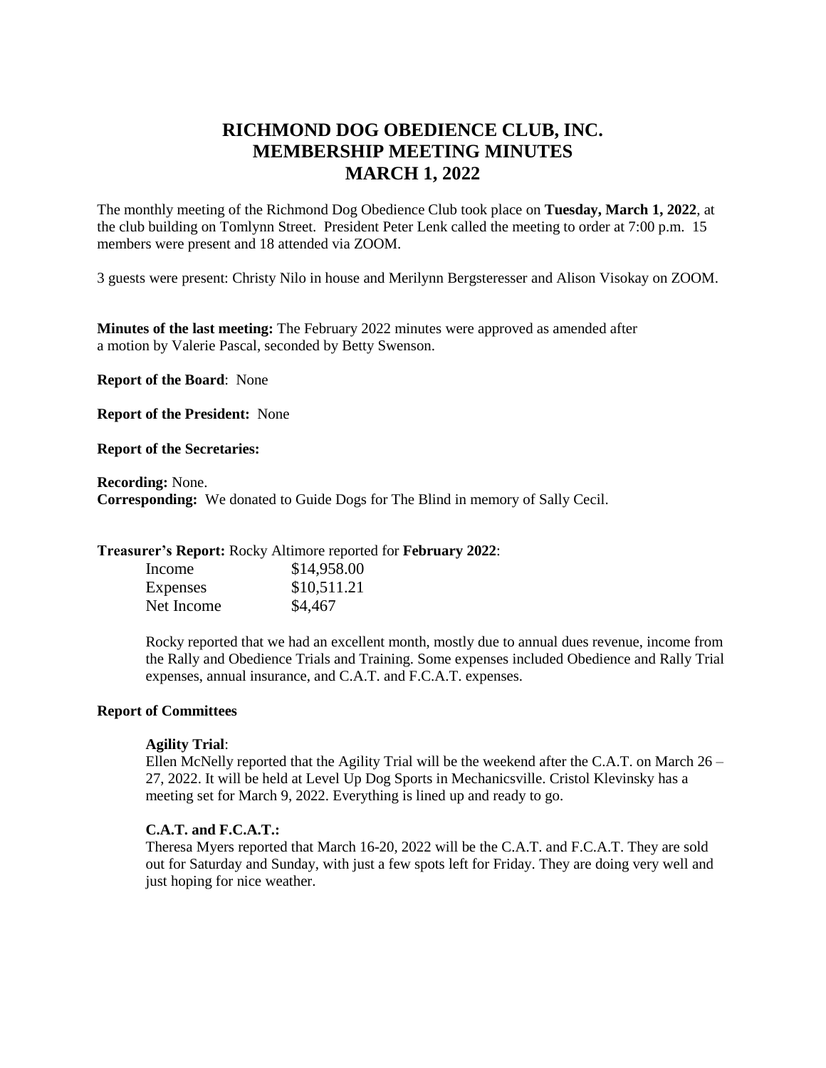# RICHMOND DOG OBEDIENCE CLUB, INC.
# MEMBERSHIP MEETING MINUTES
# MARCH 1, 2022

The monthly meeting of the Richmond Dog Obedience Club took place on **Tuesday, March 1, 2022**, at the club building on Tomlynn Street. President Peter Lenk called the meeting to order at 7:00 p.m. 15 members were present and 18 attended via ZOOM.

3 guests were present: Christy Nilo in house and Merilynn Bergsteresser and Alison Visokay on ZOOM.

**Minutes of the last meeting:** The February 2022 minutes were approved as amended after a motion by Valerie Pascal, seconded by Betty Swenson.

**Report of the Board**: None

**Report of the President:** None

**Report of the Secretaries:**

**Recording:** None.
**Corresponding:** We donated to Guide Dogs for The Blind in memory of Sally Cecil.

**Treasurer's Report:** Rocky Altimore reported for **February 2022**:

| | |
|---|---|
| Income | $14,958.00 |
| Expenses | $10,511.21 |
| Net Income | $4,467 |

Rocky reported that we had an excellent month, mostly due to annual dues revenue, income from the Rally and Obedience Trials and Training. Some expenses included Obedience and Rally Trial expenses, annual insurance, and C.A.T. and F.C.A.T. expenses.

**Report of Committees**

**Agility Trial**:
Ellen McNelly reported that the Agility Trial will be the weekend after the C.A.T. on March 26 – 27, 2022. It will be held at Level Up Dog Sports in Mechanicsville. Cristol Klevinsky has a meeting set for March 9, 2022. Everything is lined up and ready to go.

**C.A.T. and F.C.A.T.:**
Theresa Myers reported that March 16-20, 2022 will be the C.A.T. and F.C.A.T. They are sold out for Saturday and Sunday, with just a few spots left for Friday. They are doing very well and just hoping for nice weather.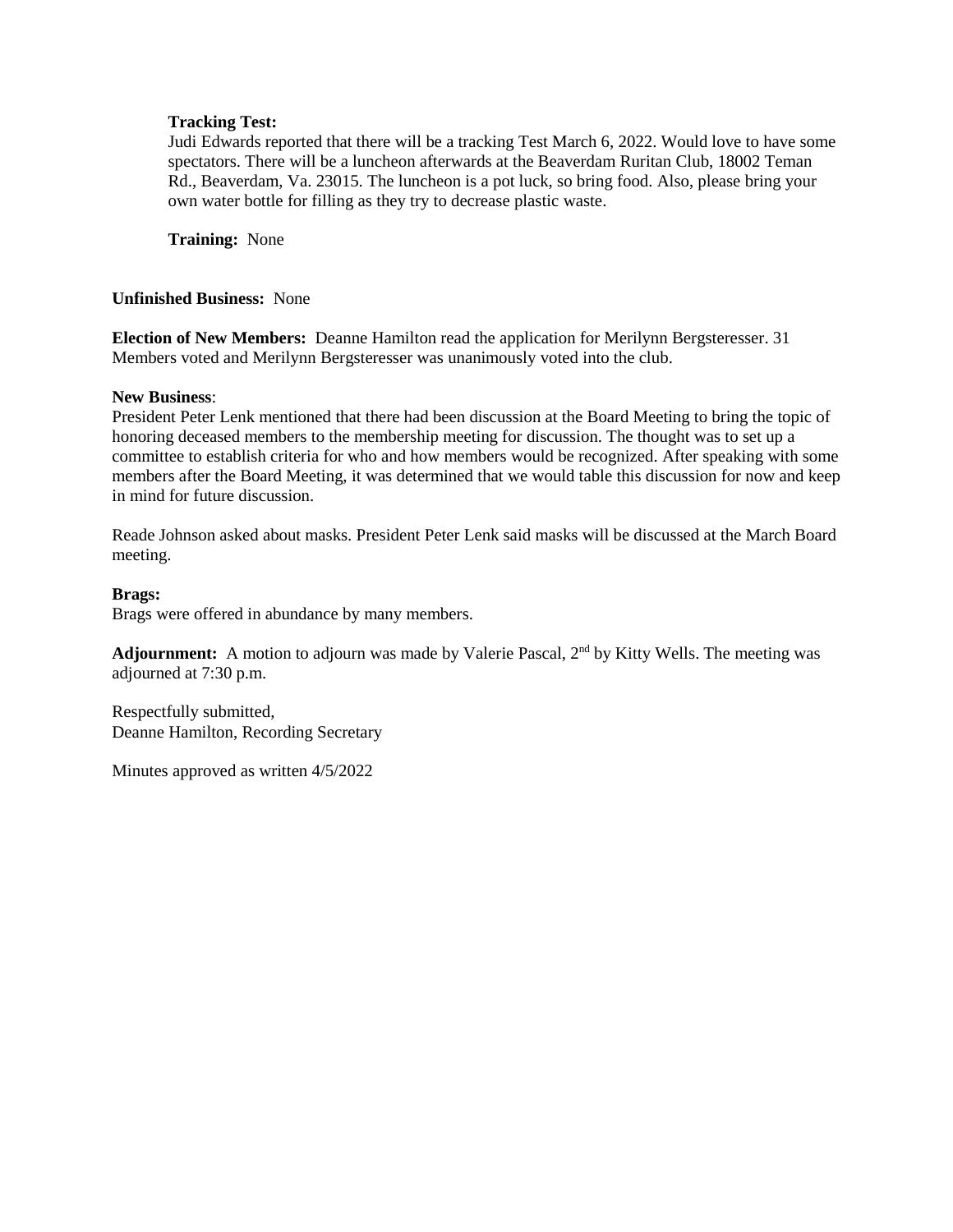**Tracking Test:**
Judi Edwards reported that there will be a tracking Test March 6, 2022. Would love to have some spectators. There will be a luncheon afterwards at the Beaverdam Ruritan Club, 18002 Teman Rd., Beaverdam, Va. 23015. The luncheon is a pot luck, so bring food. Also, please bring your own water bottle for filling as they try to decrease plastic waste.

**Training:** None

**Unfinished Business:** None

**Election of New Members:** Deanne Hamilton read the application for Merilynn Bergsteresser. 31 Members voted and Merilynn Bergsteresser was unanimously voted into the club.

**New Business**:
President Peter Lenk mentioned that there had been discussion at the Board Meeting to bring the topic of honoring deceased members to the membership meeting for discussion. The thought was to set up a committee to establish criteria for who and how members would be recognized. After speaking with some members after the Board Meeting, it was determined that we would table this discussion for now and keep in mind for future discussion.

Reade Johnson asked about masks. President Peter Lenk said masks will be discussed at the March Board meeting.

**Brags:**
Brags were offered in abundance by many members.

**Adjournment:** A motion to adjourn was made by Valerie Pascal, 2nd by Kitty Wells. The meeting was adjourned at 7:30 p.m.

Respectfully submitted,
Deanne Hamilton, Recording Secretary

Minutes approved as written 4/5/2022